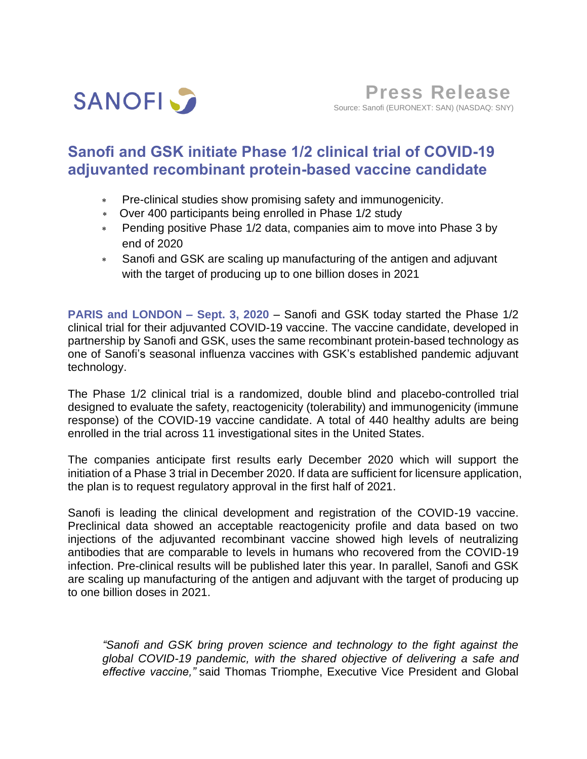SANOFI

**Press Release**

Source: Sanofi (EURONEXT: SAN) (NASDAQ: SNY)

# Sanofi and GSK initiate Phase 1/2 clinical trial of COVID-19 adjuvanted recombinant protein-based vaccine candidate

- Pre-clinical studies show promising safety and immunogenicity.
- Over 400 participants being enrolled in Phase 1/2 study
- Pending positive Phase 1/2 data, companies aim to move into Phase 3 by end of 2020
- Sanofi and GSK are scaling up manufacturing of the antigen and adjuvant with the target of producing up to one billion doses in 2021

**PARIS and LONDON – Sept. 3, 2020** – Sanofi and GSK today started the Phase 1/2 clinical trial for their adjuvanted COVID-19 vaccine. The vaccine candidate, developed in partnership by Sanofi and GSK, uses the same recombinant protein-based technology as one of Sanofi's seasonal influenza vaccines with GSK's established pandemic adjuvant technology.

The Phase 1/2 clinical trial is a randomized, double blind and placebo-controlled trial designed to evaluate the safety, reactogenicity (tolerability) and immunogenicity (immune response) of the COVID-19 vaccine candidate. A total of 440 healthy adults are being enrolled in the trial across 11 investigational sites in the United States.

The companies anticipate first results early December 2020 which will support the initiation of a Phase 3 trial in December 2020. If data are sufficient for licensure application, the plan is to request regulatory approval in the first half of 2021.

Sanofi is leading the clinical development and registration of the COVID-19 vaccine. Preclinical data showed an acceptable reactogenicity profile and data based on two injections of the adjuvanted recombinant vaccine showed high levels of neutralizing antibodies that are comparable to levels in humans who recovered from the COVID-19 infection. Pre-clinical results will be published later this year. In parallel, Sanofi and GSK are scaling up manufacturing of the antigen and adjuvant with the target of producing up to one billion doses in 2021.

> *"Sanofi and GSK bring proven science and technology to the fight against the global COVID-19 pandemic, with the shared objective of delivering a safe and effective vaccine,"* said Thomas Triomphe, Executive Vice President and Global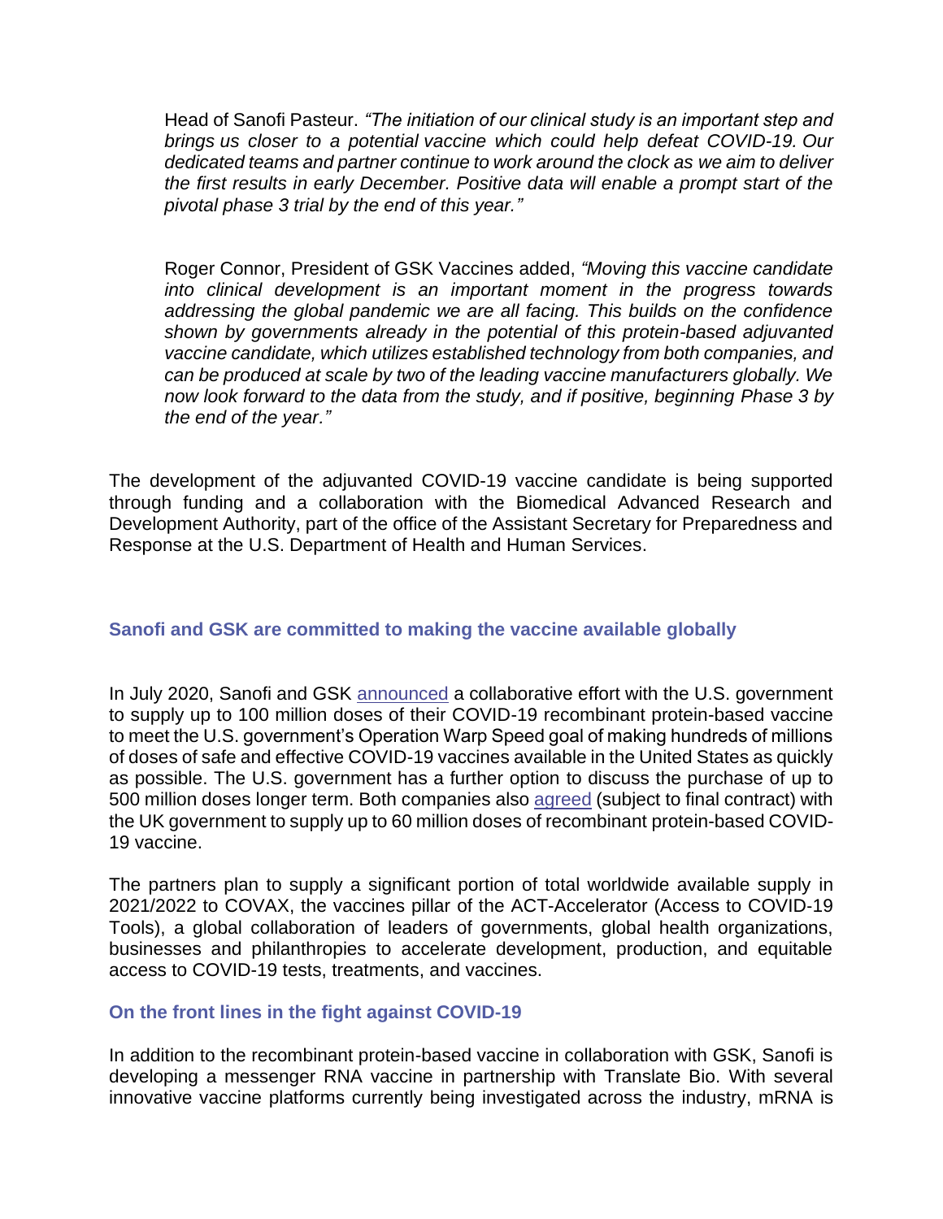Head of Sanofi Pasteur. *"The initiation of our clinical study is an important step and brings us closer to a potential vaccine which could help defeat COVID-19. Our dedicated teams and partner continue to work around the clock as we aim to deliver the first results in early December. Positive data will enable a prompt start of the pivotal phase 3 trial by the end of this year."*

Roger Connor, President of GSK Vaccines added, *"Moving this vaccine candidate into clinical development is an important moment in the progress towards addressing the global pandemic we are all facing. This builds on the confidence shown by governments already in the potential of this protein-based adjuvanted vaccine candidate, which utilizes established technology from both companies, and can be produced at scale by two of the leading vaccine manufacturers globally. We now look forward to the data from the study, and if positive, beginning Phase 3 by the end of the year."*

The development of the adjuvanted COVID-19 vaccine candidate is being supported through funding and a collaboration with the Biomedical Advanced Research and Development Authority, part of the office of the Assistant Secretary for Preparedness and Response at the U.S. Department of Health and Human Services.

### Sanofi and GSK are committed to making the vaccine available globally

In July 2020, Sanofi and GSK announced a collaborative effort with the U.S. government to supply up to 100 million doses of their COVID-19 recombinant protein-based vaccine to meet the U.S. government's Operation Warp Speed goal of making hundreds of millions of doses of safe and effective COVID-19 vaccines available in the United States as quickly as possible. The U.S. government has a further option to discuss the purchase of up to 500 million doses longer term. Both companies also agreed (subject to final contract) with the UK government to supply up to 60 million doses of recombinant protein-based COVID-19 vaccine.

The partners plan to supply a significant portion of total worldwide available supply in 2021/2022 to COVAX, the vaccines pillar of the ACT-Accelerator (Access to COVID-19 Tools), a global collaboration of leaders of governments, global health organizations, businesses and philanthropies to accelerate development, production, and equitable access to COVID-19 tests, treatments, and vaccines.

### On the front lines in the fight against COVID-19

In addition to the recombinant protein-based vaccine in collaboration with GSK, Sanofi is developing a messenger RNA vaccine in partnership with Translate Bio. With several innovative vaccine platforms currently being investigated across the industry, mRNA is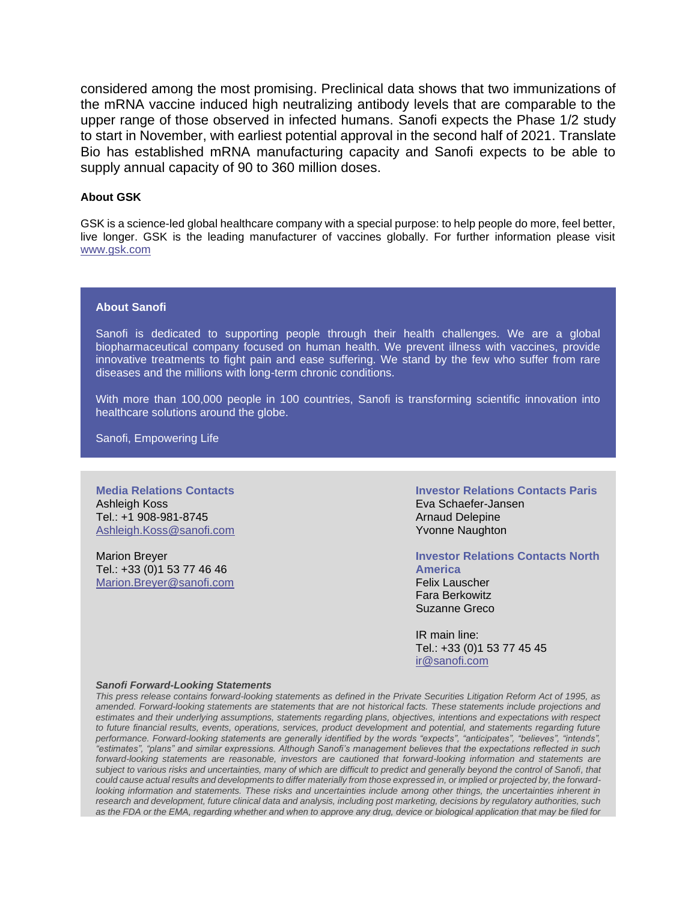considered among the most promising. Preclinical data shows that two immunizations of the mRNA vaccine induced high neutralizing antibody levels that are comparable to the upper range of those observed in infected humans. Sanofi expects the Phase 1/2 study to start in November, with earliest potential approval in the second half of 2021. Translate Bio has established mRNA manufacturing capacity and Sanofi expects to be able to supply annual capacity of 90 to 360 million doses.

**About GSK**

GSK is a science-led global healthcare company with a special purpose: to help people do more, feel better, live longer. GSK is the leading manufacturer of vaccines globally. For further information please visit www.gsk.com

**About Sanofi**

Sanofi is dedicated to supporting people through their health challenges. We are a global biopharmaceutical company focused on human health. We prevent illness with vaccines, provide innovative treatments to fight pain and ease suffering. We stand by the few who suffer from rare diseases and the millions with long-term chronic conditions.

With more than 100,000 people in 100 countries, Sanofi is transforming scientific innovation into healthcare solutions around the globe.

Sanofi, Empowering Life

**Media Relations Contacts**
Ashleigh Koss
Tel.: +1 908-981-8745
Ashleigh.Koss@sanofi.com

Marion Breyer
Tel.: +33 (0)1 53 77 46 46
Marion.Breyer@sanofi.com

**Investor Relations Contacts Paris**
Eva Schaefer-Jansen
Arnaud Delepine
Yvonne Naughton

**Investor Relations Contacts North America**
Felix Lauscher
Fara Berkowitz
Suzanne Greco

IR main line:
Tel.: +33 (0)1 53 77 45 45
ir@sanofi.com

***Sanofi Forward-Looking Statements***

*This press release contains forward-looking statements as defined in the Private Securities Litigation Reform Act of 1995, as amended. Forward-looking statements are statements that are not historical facts. These statements include projections and estimates and their underlying assumptions, statements regarding plans, objectives, intentions and expectations with respect to future financial results, events, operations, services, product development and potential, and statements regarding future performance. Forward-looking statements are generally identified by the words "expects", "anticipates", "believes", "intends", "estimates", "plans" and similar expressions. Although Sanofi's management believes that the expectations reflected in such forward-looking statements are reasonable, investors are cautioned that forward-looking information and statements are subject to various risks and uncertainties, many of which are difficult to predict and generally beyond the control of Sanofi, that could cause actual results and developments to differ materially from those expressed in, or implied or projected by, the forward-looking information and statements. These risks and uncertainties include among other things, the uncertainties inherent in research and development, future clinical data and analysis, including post marketing, decisions by regulatory authorities, such as the FDA or the EMA, regarding whether and when to approve any drug, device or biological application that may be filed for*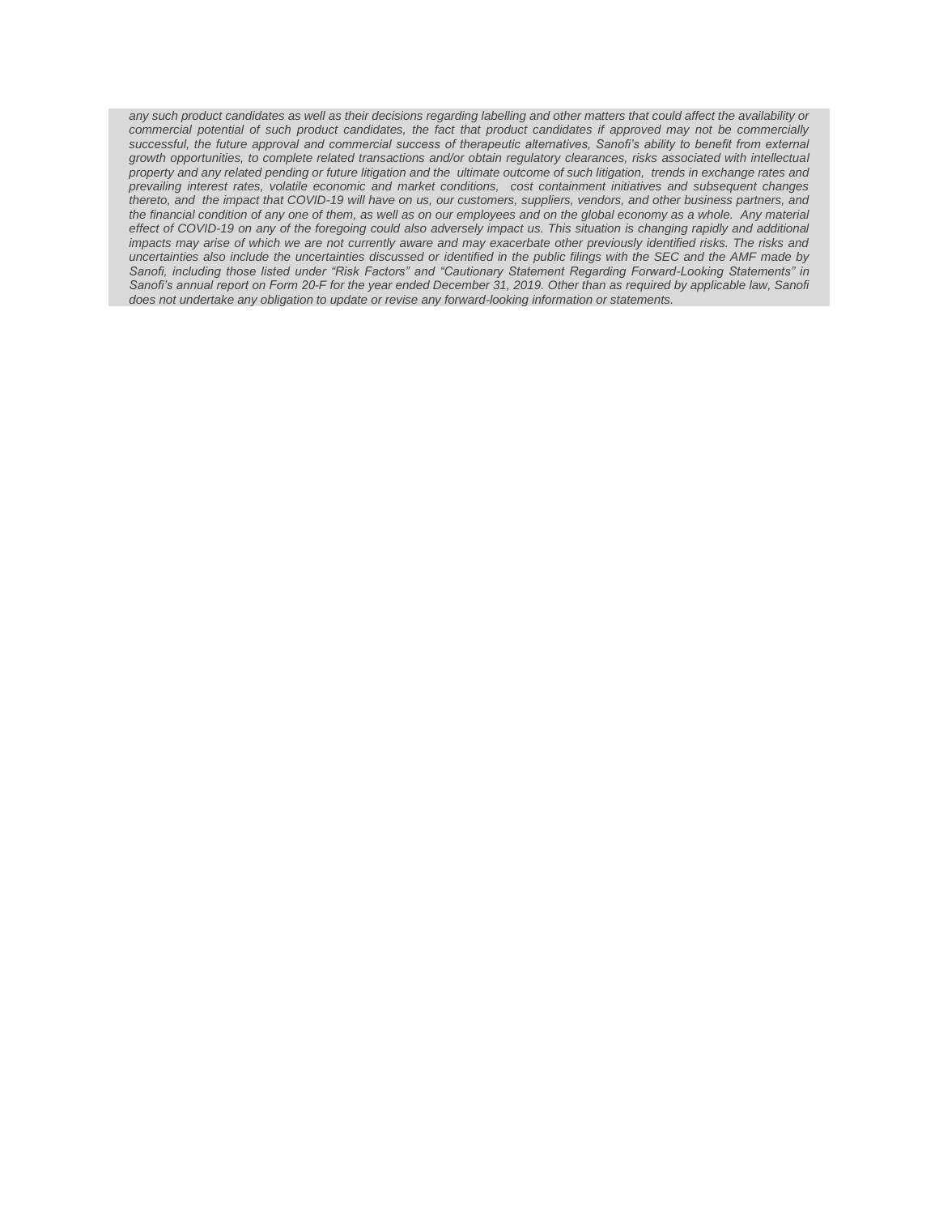*any such product candidates as well as their decisions regarding labelling and other matters that could affect the availability or commercial potential of such product candidates, the fact that product candidates if approved may not be commercially successful, the future approval and commercial success of therapeutic alternatives, Sanofi's ability to benefit from external growth opportunities, to complete related transactions and/or obtain regulatory clearances, risks associated with intellectual property and any related pending or future litigation and the ultimate outcome of such litigation, trends in exchange rates and prevailing interest rates, volatile economic and market conditions, cost containment initiatives and subsequent changes thereto, and the impact that COVID-19 will have on us, our customers, suppliers, vendors, and other business partners, and the financial condition of any one of them, as well as on our employees and on the global economy as a whole. Any material effect of COVID-19 on any of the foregoing could also adversely impact us. This situation is changing rapidly and additional impacts may arise of which we are not currently aware and may exacerbate other previously identified risks. The risks and uncertainties also include the uncertainties discussed or identified in the public filings with the SEC and the AMF made by Sanofi, including those listed under "Risk Factors" and "Cautionary Statement Regarding Forward-Looking Statements" in Sanofi's annual report on Form 20-F for the year ended December 31, 2019. Other than as required by applicable law, Sanofi does not undertake any obligation to update or revise any forward-looking information or statements.*